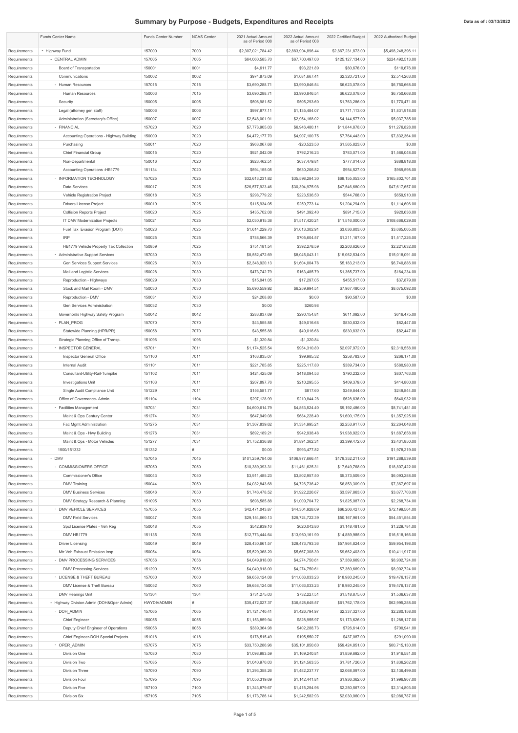# Summary by Purpose - Budgets, Expenditures and Receipts

Data as of : 03/13/2022

| | Funds Center Name | Funds Center Number | NCAS Center | 2021 Actual Amount as of Period 008 | 2022 Actual Amount as of Period 008 | 2022 Certified Budget | 2022 Authorized Budget |
|---|---|---|---|---|---|---|---|
| Requirements | - Highway Fund | 157000 | 7000 | $2,307,021,784.42 | $2,883,904,896.44 | $2,867,231,873.00 | $5,498,248,396.11 |
| Requirements | - CENTRAL ADMIN | 157005 | 7005 | $64,060,585.70 | $67,700,497.00 | $125,127,134.00 | $224,492,513.00 |
| Requirements | Board of Transportation | 150001 | 0001 | $4,611.77 | $93,221.89 | $80,676.00 | $110,676.00 |
| Requirements | Communications | 150002 | 0002 | $974,873.09 | $1,081,667.41 | $2,320,721.00 | $2,514,263.00 |
| Requirements | - Human Resources | 157015 | 7015 | $3,690,288.71 | $3,990,846.54 | $6,623,078.00 | $6,750,668.00 |
| Requirements | Human Resources | 150003 | 7015 | $3,690,288.71 | $3,990,846.54 | $6,623,078.00 | $6,750,668.00 |
| Requirements | Security | 150005 | 0005 | $506,981.52 | $505,293.60 | $1,763,286.00 | $1,770,471.00 |
| Requirements | Legal (attorney gen staff) | 150006 | 0006 | $997,877.11 | $1,135,484.07 | $1,771,113.00 | $1,831,918.00 |
| Requirements | Administration (Secretary's Office) | 150007 | 0007 | $2,548,001.91 | $2,954,168.02 | $4,144,577.00 | $5,037,785.00 |
| Requirements | - FINANCIAL | 157020 | 7020 | $7,773,905.03 | $6,946,480.11 | $11,844,878.00 | $11,276,828.00 |
| Requirements | Accounting Operations - Highway Building | 150009 | 7020 | $4,472,177.70 | $4,907,100.75 | $7,764,443.00 | $7,832,364.00 |
| Requirements | Purchasing | 150011 | 7020 | $963,067.68 | -$20,523.50 | $1,565,823.00 | $0.00 |
| Requirements | Chief Financial Group | 150015 | 7020 | $921,042.09 | $792,216.23 | $783,071.00 | $1,586,048.00 |
| Requirements | Non-Departmental | 150016 | 7020 | $823,462.51 | $637,479.81 | $777,014.00 | $888,818.00 |
| Requirements | Accounting Operations -HB1779 | 151134 | 7020 | $594,155.05 | $630,206.82 | $954,527.00 | $969,598.00 |
| Requirements | - INFORMATION TECHNOLOGY | 157025 | 7025 | $32,613,231.82 | $35,598,284.30 | $68,155,053.00 | $165,802,701.00 |
| Requirements | Data Services | 150017 | 7025 | $26,577,923.46 | $30,394,975.98 | $47,546,680.00 | $47,617,657.00 |
| Requirements | Vehicle Registration Project | 150018 | 7025 | $298,779.22 | $223,536.50 | $544,768.00 | $659,910.00 |
| Requirements | Drivers License Project | 150019 | 7025 | $115,934.05 | $259,773.14 | $1,204,294.00 | $1,114,606.00 |
| Requirements | Collision Reports Project | 150020 | 7025 | $435,702.08 | $491,392.40 | $891,715.00 | $920,636.00 |
| Requirements | IT DMV Modernization Projects | 150021 | 7025 | $2,030,915.38 | $1,517,420.21 | $11,516,000.00 | $108,666,029.00 |
| Requirements | Fuel Tax Evasion Program (DOT) | 150023 | 7025 | $1,614,229.70 | $1,613,302.91 | $3,036,803.00 | $3,085,005.00 |
| Requirements | IRP | 150025 | 7025 | $788,566.39 | $705,604.57 | $1,211,167.00 | $1,517,226.00 |
| Requirements | HB1779 Vehicle Property Tax Collection | 150859 | 7025 | $751,181.54 | $392,278.59 | $2,203,626.00 | $2,221,632.00 |
| Requirements | - Administrative Support Services | 157030 | 7030 | $8,552,472.69 | $8,045,043.11 | $15,062,534.00 | $15,018,091.00 |
| Requirements | Gen Services Support Services | 150026 | 7030 | $2,348,920.13 | $1,604,004.78 | $5,183,213.00 | $6,740,886.00 |
| Requirements | Mail and Logistic Services | 150028 | 7030 | $473,742.79 | $163,485.79 | $1,365,737.00 | $164,234.00 |
| Requirements | Reproduction - Highways | 150029 | 7030 | $15,041.05 | $17,297.05 | $455,517.00 | $37,879.00 |
| Requirements | Stock and Mail Room - DMV | 150030 | 7030 | $5,690,559.92 | $6,259,994.51 | $7,967,480.00 | $8,075,092.00 |
| Requirements | Reproduction - DMV | 150031 | 7030 | $24,208.80 | $0.00 | $90,587.00 | $0.00 |
| Requirements | Gen Services Administration | 150032 | 7030 | $0.00 | $260.98 | | |
| Requirements | Governor#s Highway Safety Program | 150042 | 0042 | $283,837.69 | $290,154.81 | $611,092.00 | $616,475.00 |
| Requirements | - PLAN_PROG | 157070 | 7070 | $43,555.88 | $49,016.68 | $830,832.00 | $82,447.00 |
| Requirements | Statewide Planning (HPR/PR) | 150058 | 7070 | $43,555.88 | $49,016.68 | $830,832.00 | $82,447.00 |
| Requirements | Strategic Planning Office of Transp. | 151096 | 1096 | -$1,320.84 | -$1,320.84 | | |
| Requirements | - INSPECTOR GENERAL | 157011 | 7011 | $1,174,525.54 | $954,310.80 | $2,097,972.00 | $2,319,558.00 |
| Requirements | Inspector General Office | 151100 | 7011 | $163,835.07 | $99,985.32 | $258,783.00 | $266,171.00 |
| Requirements | Internal Audit | 151101 | 7011 | $221,785.85 | $225,117.80 | $389,734.00 | $580,980.00 |
| Requirements | Consultant-Utility-Rail-Turnpike | 151102 | 7011 | $424,425.09 | $418,094.53 | $790,232.00 | $807,763.00 |
| Requirements | Investigations Unit | 151103 | 7011 | $207,897.76 | $210,295.55 | $409,379.00 | $414,800.00 |
| Requirements | Single Audit Compliance Unit | 151229 | 7011 | $156,581.77 | $817.60 | $249,844.00 | $249,844.00 |
| Requirements | Office of Governance- Admin | 151104 | 1104 | $297,128.99 | $210,844.28 | $628,836.00 | $640,932.00 |
| Requirements | - Facilities Management | 157031 | 7031 | $4,600,614.79 | $4,853,524.40 | $9,192,486.00 | $8,741,481.00 |
| Requirements | Maint & Ops Century Center | 151274 | 7031 | $647,949.08 | $684,228.40 | $1,600,175.00 | $1,357,925.00 |
| Requirements | Fac Mgmt Administration | 151275 | 7031 | $1,307,839.62 | $1,334,995.21 | $2,253,917.00 | $2,264,048.00 |
| Requirements | Maint & Ops - Hwy Building | 151276 | 7031 | $892,189.21 | $942,938.48 | $1,938,922.00 | $1,687,658.00 |
| Requirements | Maint & Ops - Motor Vehicles | 151277 | 7031 | $1,752,636.88 | $1,891,362.31 | $3,399,472.00 | $3,431,850.00 |
| Requirements | 1500/151332 | 151332 | # | $0.00 | $993,477.82 | | $1,978,219.00 |
| Requirements | - DMV | 157045 | 7045 | $101,259,784.06 | $106,977,666.41 | $179,352,211.00 | $191,288,539.00 |
| Requirements | - COMMISSIONERS OFFICE | 157050 | 7050 | $10,389,393.31 | $11,461,625.31 | $17,649,768.00 | $18,807,422.00 |
| Requirements | Commissioner's Office | 150043 | 7050 | $3,911,485.23 | $3,802,957.50 | $5,373,509.00 | $6,093,288.00 |
| Requirements | DMV Training | 150044 | 7050 | $4,032,843.68 | $4,726,736.42 | $6,853,309.00 | $7,367,697.00 |
| Requirements | DMV Business Services | 150046 | 7050 | $1,746,478.52 | $1,922,226.67 | $3,597,863.00 | $3,077,703.00 |
| Requirements | DMV Strategy Research & Planning | 151095 | 7050 | $698,585.88 | $1,009,704.72 | $1,825,087.00 | $2,268,734.00 |
| Requirements | - DMV VEHICLE SERVICES | 157055 | 7055 | $42,471,043.87 | $44,304,928.09 | $66,206,427.00 | $72,199,504.00 |
| Requirements | DMV Field Services | 150047 | 7055 | $29,154,660.13 | $29,724,722.39 | $50,167,961.00 | $54,451,554.00 |
| Requirements | Spcl License Plates - Veh Reg | 150048 | 7055 | $542,939.10 | $620,043.80 | $1,148,481.00 | $1,229,784.00 |
| Requirements | DMV HB1779 | 151135 | 7055 | $12,773,444.64 | $13,960,161.90 | $14,889,985.00 | $16,518,166.00 |
| Requirements | Driver Licensing | 150049 | 0049 | $28,430,661.57 | $29,473,793.36 | $57,964,824.00 | $59,954,198.00 |
| Requirements | Mtr Veh Exhaust Emission Insp | 150054 | 0054 | $5,529,368.20 | $5,667,308.30 | $9,662,403.00 | $10,411,917.00 |
| Requirements | - DMV PROCESSING SERVICES | 157056 | 7056 | $4,049,918.00 | $4,274,750.61 | $7,369,669.00 | $8,902,724.00 |
| Requirements | DMV Processing Services | 151290 | 7056 | $4,049,918.00 | $4,274,750.61 | $7,369,669.00 | $8,902,724.00 |
| Requirements | - LICENSE & THEFT BUREAU | 157060 | 7060 | $9,658,124.08 | $11,063,033.23 | $18,980,245.00 | $19,476,137.00 |
| Requirements | DMV License & Theft Bureau | 150052 | 7060 | $9,658,124.08 | $11,063,033.23 | $18,980,245.00 | $19,476,137.00 |
| Requirements | DMV Hearings Unit | 151304 | 1304 | $731,275.03 | $732,227.51 | $1,518,875.00 | $1,536,637.00 |
| Requirements | - Highway Division Admin (DOH&Oper Admin) | HWYDIVADMIN | # | $35,472,027.37 | $36,528,645.57 | $61,762,178.00 | $62,995,288.00 |
| Requirements | - DOH_ADMIN | 157065 | 7065 | $1,721,740.41 | $1,426,794.97 | $2,337,327.00 | $2,280,158.00 |
| Requirements | Chief Engineer | 150055 | 0055 | $1,153,859.94 | $828,955.97 | $1,173,626.00 | $1,288,127.00 |
| Requirements | Deputy Chief Engineer of Operations | 150056 | 0056 | $389,364.98 | $402,288.73 | $726,614.00 | $700,941.00 |
| Requirements | Chief Engineer-DOH Special Projects | 151018 | 1018 | $178,515.49 | $195,550.27 | $437,087.00 | $291,090.00 |
| Requirements | - OPER_ADMIN | 157075 | 7075 | $33,750,286.96 | $35,101,850.60 | $59,424,851.00 | $60,715,130.00 |
| Requirements | Division One | 157080 | 7080 | $1,098,983.59 | $1,169,240.81 | $1,859,692.00 | $1,916,581.00 |
| Requirements | Division Two | 157085 | 7085 | $1,040,970.03 | $1,124,563.35 | $1,781,726.00 | $1,836,262.00 |
| Requirements | Division Three | 157090 | 7090 | $1,293,358.26 | $1,482,237.77 | $2,068,097.00 | $2,136,499.00 |
| Requirements | Division Four | 157095 | 7095 | $1,056,319.69 | $1,142,441.81 | $1,936,362.00 | $1,996,907.00 |
| Requirements | Division Five | 157100 | 7100 | $1,343,879.67 | $1,415,254.96 | $2,250,567.00 | $2,314,803.00 |
| Requirements | Division Six | 157105 | 7105 | $1,173,786.14 | $1,242,582.93 | $2,030,060.00 | $2,086,787.00 |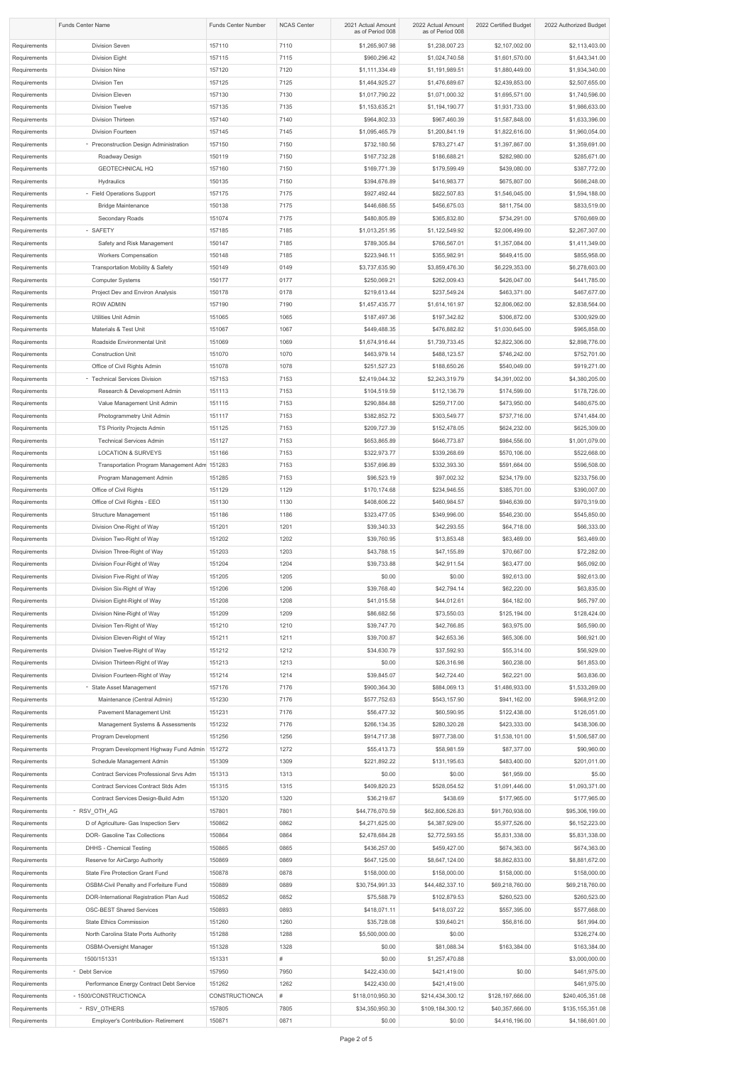| | Funds Center Name | Funds Center Number | NCAS Center | 2021 Actual Amount as of Period 008 | 2022 Actual Amount as of Period 008 | 2022 Certified Budget | 2022 Authorized Budget |
|---|---|---|---|---|---|---|---|
| Requirements | Division Seven | 157110 | 7110 | $1,265,907.98 | $1,238,007.23 | $2,107,002.00 | $2,113,403.00 |
| Requirements | Division Eight | 157115 | 7115 | $960,296.42 | $1,024,740.58 | $1,601,570.00 | $1,643,341.00 |
| Requirements | Division Nine | 157120 | 7120 | $1,111,334.49 | $1,191,989.51 | $1,880,449.00 | $1,934,340.00 |
| Requirements | Division Ten | 157125 | 7125 | $1,464,925.27 | $1,476,689.67 | $2,439,853.00 | $2,507,655.00 |
| Requirements | Division Eleven | 157130 | 7130 | $1,017,790.22 | $1,071,000.32 | $1,695,571.00 | $1,740,596.00 |
| Requirements | Division Twelve | 157135 | 7135 | $1,153,635.21 | $1,194,190.77 | $1,931,733.00 | $1,986,633.00 |
| Requirements | Division Thirteen | 157140 | 7140 | $964,802.33 | $967,460.39 | $1,587,848.00 | $1,633,396.00 |
| Requirements | Division Fourteen | 157145 | 7145 | $1,095,465.79 | $1,200,841.19 | $1,822,616.00 | $1,960,054.00 |
| Requirements | - Preconstruction Design Administration | 157150 | 7150 | $732,180.56 | $783,271.47 | $1,397,867.00 | $1,359,691.00 |
| Requirements | Roadway Design | 150119 | 7150 | $167,732.28 | $186,688.21 | $282,980.00 | $285,671.00 |
| Requirements | GEOTECHNICAL HQ | 157160 | 7150 | $169,771.39 | $179,599.49 | $439,080.00 | $387,772.00 |
| Requirements | Hydraulics | 150135 | 7150 | $394,676.89 | $416,983.77 | $675,807.00 | $686,248.00 |
| Requirements | - Field Operations Support | 157175 | 7175 | $927,492.44 | $822,507.83 | $1,546,045.00 | $1,594,188.00 |
| Requirements | Bridge Maintenance | 150138 | 7175 | $446,686.55 | $456,675.03 | $811,754.00 | $833,519.00 |
| Requirements | Secondary Roads | 151074 | 7175 | $480,805.89 | $365,832.80 | $734,291.00 | $760,669.00 |
| Requirements | - SAFETY | 157185 | 7185 | $1,013,251.95 | $1,122,549.92 | $2,006,499.00 | $2,267,307.00 |
| Requirements | Safety and Risk Management | 150147 | 7185 | $789,305.84 | $766,567.01 | $1,357,084.00 | $1,411,349.00 |
| Requirements | Workers Compensation | 150148 | 7185 | $223,946.11 | $355,982.91 | $649,415.00 | $855,958.00 |
| Requirements | Transportation Mobility & Safety | 150149 | 0149 | $3,737,635.90 | $3,859,476.30 | $6,229,353.00 | $6,278,603.00 |
| Requirements | Computer Systems | 150177 | 0177 | $250,069.21 | $262,009.43 | $426,047.00 | $441,785.00 |
| Requirements | Project Dev and Environ Analysis | 150178 | 0178 | $219,613.44 | $237,549.24 | $463,371.00 | $467,677.00 |
| Requirements | ROW ADMIN | 157190 | 7190 | $1,457,435.77 | $1,614,161.97 | $2,806,062.00 | $2,838,564.00 |
| Requirements | Utilities Unit Admin | 151065 | 1065 | $187,497.36 | $197,342.82 | $306,872.00 | $300,929.00 |
| Requirements | Materials & Test Unit | 151067 | 1067 | $449,488.35 | $476,882.82 | $1,030,645.00 | $965,858.00 |
| Requirements | Roadside Environmental Unit | 151069 | 1069 | $1,674,916.44 | $1,739,733.45 | $2,822,306.00 | $2,898,776.00 |
| Requirements | Construction Unit | 151070 | 1070 | $483,979.14 | $488,123.57 | $746,242.00 | $752,701.00 |
| Requirements | Office of Civil Rights Admin | 151078 | 1078 | $251,527.23 | $188,650.26 | $540,049.00 | $919,271.00 |
| Requirements | - Technical Services Division | 157153 | 7153 | $2,419,044.32 | $2,243,319.79 | $4,391,002.00 | $4,380,205.00 |
| Requirements | Research & Development Admin | 151113 | 7153 | $104,519.59 | $112,136.79 | $174,599.00 | $178,726.00 |
| Requirements | Value Management Unit Admin | 151115 | 7153 | $290,884.88 | $259,717.00 | $473,950.00 | $480,675.00 |
| Requirements | Photogrammetry Unit Admin | 151117 | 7153 | $382,852.72 | $303,549.77 | $737,716.00 | $741,484.00 |
| Requirements | TS Priority Projects Admin | 151125 | 7153 | $209,727.39 | $152,478.05 | $624,232.00 | $625,309.00 |
| Requirements | Technical Services Admin | 151127 | 7153 | $653,865.89 | $646,773.87 | $984,556.00 | $1,001,079.00 |
| Requirements | LOCATION & SURVEYS | 151166 | 7153 | $322,973.77 | $339,268.69 | $570,106.00 | $522,668.00 |
| Requirements | Transportation Program Management Adm | 151283 | 7153 | $357,696.89 | $332,393.30 | $591,664.00 | $596,508.00 |
| Requirements | Program Management Admin | 151285 | 7153 | $96,523.19 | $97,002.32 | $234,179.00 | $233,756.00 |
| Requirements | Office of Civil Rights | 151129 | 1129 | $170,174.68 | $234,946.55 | $385,701.00 | $390,007.00 |
| Requirements | Office of Civil Rights - EEO | 151130 | 1130 | $408,606.22 | $460,984.57 | $946,639.00 | $970,319.00 |
| Requirements | Structure Management | 151186 | 1186 | $323,477.05 | $349,996.00 | $546,230.00 | $545,850.00 |
| Requirements | Division One-Right of Way | 151201 | 1201 | $39,340.33 | $42,293.55 | $64,718.00 | $66,333.00 |
| Requirements | Division Two-Right of Way | 151202 | 1202 | $39,760.95 | $13,853.48 | $63,469.00 | $63,469.00 |
| Requirements | Division Three-Right of Way | 151203 | 1203 | $43,788.15 | $47,155.89 | $70,667.00 | $72,282.00 |
| Requirements | Division Four-Right of Way | 151204 | 1204 | $39,733.88 | $42,911.54 | $63,477.00 | $65,092.00 |
| Requirements | Division Five-Right of Way | 151205 | 1205 | $0.00 | $0.00 | $92,613.00 | $92,613.00 |
| Requirements | Division Six-Right of Way | 151206 | 1206 | $39,768.40 | $42,794.14 | $62,220.00 | $63,835.00 |
| Requirements | Division Eight-Right of Way | 151208 | 1208 | $41,015.58 | $44,012.61 | $64,182.00 | $65,797.00 |
| Requirements | Division Nine-Right of Way | 151209 | 1209 | $86,682.56 | $73,550.03 | $125,194.00 | $128,424.00 |
| Requirements | Division Ten-Right of Way | 151210 | 1210 | $39,747.70 | $42,766.85 | $63,975.00 | $65,590.00 |
| Requirements | Division Eleven-Right of Way | 151211 | 1211 | $39,700.87 | $42,653.36 | $65,306.00 | $66,921.00 |
| Requirements | Division Twelve-Right of Way | 151212 | 1212 | $34,630.79 | $37,592.93 | $55,314.00 | $56,929.00 |
| Requirements | Division Thirteen-Right of Way | 151213 | 1213 | $0.00 | $26,316.98 | $60,238.00 | $61,853.00 |
| Requirements | Division Fourteen-Right of Way | 151214 | 1214 | $39,845.07 | $42,724.40 | $62,221.00 | $63,836.00 |
| Requirements | - State Asset Management | 157176 | 7176 | $900,364.30 | $884,069.13 | $1,486,933.00 | $1,533,269.00 |
| Requirements | Maintenance (Central Admin) | 151230 | 7176 | $577,752.63 | $543,157.90 | $941,162.00 | $968,912.00 |
| Requirements | Pavement Management Unit | 151231 | 7176 | $56,477.32 | $60,590.95 | $122,438.00 | $126,051.00 |
| Requirements | Management Systems & Assessments | 151232 | 7176 | $266,134.35 | $280,320.28 | $423,333.00 | $438,306.00 |
| Requirements | Program Development | 151256 | 1256 | $914,717.38 | $977,738.00 | $1,538,101.00 | $1,506,587.00 |
| Requirements | Program Development Highway Fund Admin | 151272 | 1272 | $55,413.73 | $58,981.59 | $87,377.00 | $90,960.00 |
| Requirements | Schedule Management Admin | 151309 | 1309 | $221,892.22 | $131,195.63 | $483,400.00 | $201,011.00 |
| Requirements | Contract Services Professional Srvs Adm | 151313 | 1313 | $0.00 | $0.00 | $61,959.00 | $5.00 |
| Requirements | Contract Services Contract Stds Adm | 151315 | 1315 | $409,820.23 | $528,054.52 | $1,091,446.00 | $1,093,371.00 |
| Requirements | Contract Services Design-Build Adm | 151320 | 1320 | $36,219.67 | $438.69 | $177,965.00 | $177,965.00 |
| Requirements | - RSV_OTH_AG | 157801 | 7801 | $44,776,070.59 | $62,806,526.83 | $91,760,938.00 | $95,306,199.00 |
| Requirements | D of Agriculture- Gas Inspection Serv | 150862 | 0862 | $4,271,625.00 | $4,387,929.00 | $5,977,526.00 | $6,152,223.00 |
| Requirements | DOR- Gasoline Tax Collections | 150864 | 0864 | $2,478,684.28 | $2,772,593.55 | $5,831,338.00 | $5,831,338.00 |
| Requirements | DHHS - Chemical Testing | 150865 | 0865 | $436,257.00 | $459,427.00 | $674,363.00 | $674,363.00 |
| Requirements | Reserve for AirCargo Authority | 150869 | 0869 | $647,125.00 | $8,647,124.00 | $8,862,833.00 | $8,881,672.00 |
| Requirements | State Fire Protection Grant Fund | 150878 | 0878 | $158,000.00 | $158,000.00 | $158,000.00 | $158,000.00 |
| Requirements | OSBM-Civil Penalty and Forfeiture Fund | 150889 | 0889 | $30,754,991.33 | $44,482,337.10 | $69,218,760.00 | $69,218,760.00 |
| Requirements | DOR-International Registration Plan Aud | 150852 | 0852 | $75,588.79 | $102,879.53 | $260,523.00 | $260,523.00 |
| Requirements | OSC-BEST Shared Services | 150893 | 0893 | $418,071.11 | $418,037.22 | $557,395.00 | $577,668.00 |
| Requirements | State Ethics Commission | 151260 | 1260 | $35,728.08 | $39,640.21 | $56,816.00 | $61,994.00 |
| Requirements | North Carolina State Ports Authority | 151288 | 1288 | $5,500,000.00 | $0.00 | | $326,274.00 |
| Requirements | OSBM-Oversight Manager | 151328 | 1328 | $0.00 | $81,088.34 | $163,384.00 | $163,384.00 |
| Requirements | 1500/151331 | 151331 | # | $0.00 | $1,257,470.88 | | $3,000,000.00 |
| Requirements | - Debt Service | 157950 | 7950 | $422,430.00 | $421,419.00 | $0.00 | $461,975.00 |
| Requirements | Performance Energy Contract Debt Service | 151262 | 1262 | $422,430.00 | $421,419.00 | | $461,975.00 |
| Requirements | - 1500/CONSTRUCTIONCA | CONSTRUCTIONCA | # | $118,010,950.30 | $214,434,300.12 | $128,197,666.00 | $240,405,351.08 |
| Requirements | - RSV_OTHERS | 157805 | 7805 | $34,350,950.30 | $109,184,300.12 | $40,357,666.00 | $135,155,351.08 |
| Requirements | Employer's Contribution- Retirement | 150871 | 0871 | $0.00 | $0.00 | $4,416,196.00 | $4,186,601.00 |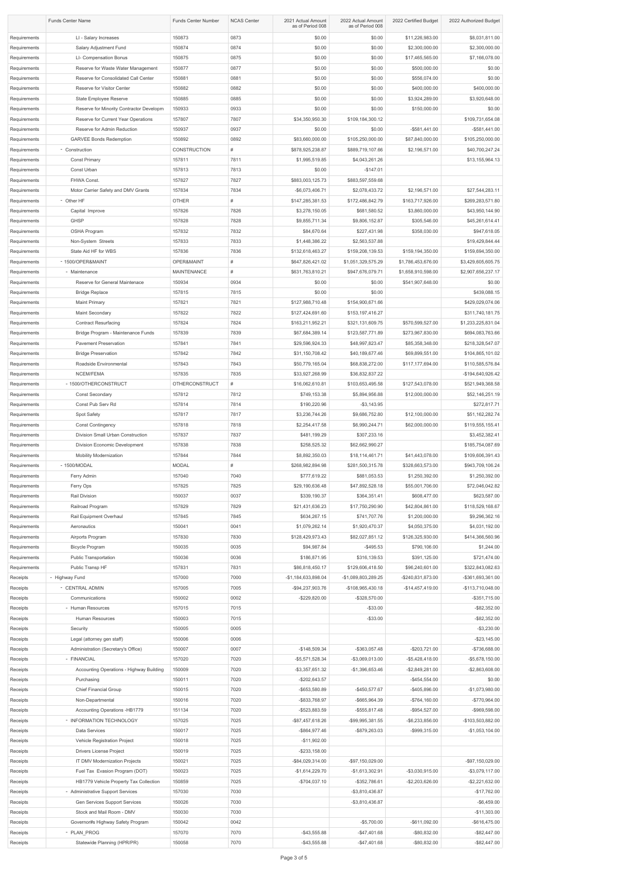| | Funds Center Name | Funds Center Number | NCAS Center | 2021 Actual Amount as of Period 008 | 2022 Actual Amount as of Period 008 | 2022 Certified Budget | 2022 Authorized Budget |
|---|---|---|---|---|---|---|---|
| Requirements | LI - Salary Increases | 150873 | 0873 | $0.00 | $0.00 | $11,226,983.00 | $8,031,811.00 |
| Requirements | Salary Adjustment Fund | 150874 | 0874 | $0.00 | $0.00 | $2,300,000.00 | $2,300,000.00 |
| Requirements | LI- Compensation Bonus | 150875 | 0875 | $0.00 | $0.00 | $17,465,565.00 | $7,166,078.00 |
| Requirements | Reserve for Waste Water Management | 150877 | 0877 | $0.00 | $0.00 | $500,000.00 | $0.00 |
| Requirements | Reserve for Consolidated Call Center | 150881 | 0881 | $0.00 | $0.00 | $556,074.00 | $0.00 |
| Requirements | Reserve for Visitor Center | 150882 | 0882 | $0.00 | $0.00 | $400,000.00 | $400,000.00 |
| Requirements | State Employee Reserve | 150885 | 0885 | $0.00 | $0.00 | $3,924,289.00 | $3,920,648.00 |
| Requirements | Reserve for Minority Contractor Developm | 150933 | 0933 | $0.00 | $0.00 | $150,000.00 | $0.00 |
| Requirements | Reserve for Current Year Operations | 157807 | 7807 | $34,350,950.30 | $109,184,300.12 | | $109,731,654.08 |
| Requirements | Reserve for Admin Reduction | 150937 | 0937 | $0.00 | $0.00 | -$581,441.00 | -$581,441.00 |
| Requirements | GARVEE Bonds Redemption | 150892 | 0892 | $83,660,000.00 | $105,250,000.00 | $87,840,000.00 | $105,250,000.00 |
| Requirements | - Construction | CONSTRUCTION | # | $878,925,238.87 | $889,719,107.66 | $2,196,571.00 | $40,700,247.24 |
| Requirements | Const Primary | 157811 | 7811 | $1,995,519.85 | $4,043,261.26 | | $13,155,964.13 |
| Requirements | Const Urban | 157813 | 7813 | $0.00 | -$147.01 | | |
| Requirements | FHWA Const. | 157827 | 7827 | $883,003,125.73 | $883,597,559.68 | | |
| Requirements | Motor Carrier Safety and DMV Grants | 157834 | 7834 | -$6,073,406.71 | $2,078,433.72 | $2,196,571.00 | $27,544,283.11 |
| Requirements | - Other HF | OTHER | # | $147,285,381.53 | $172,486,842.79 | $163,717,926.00 | $269,283,571.80 |
| Requirements | Capital Improve | 157826 | 7826 | $3,278,150.05 | $681,580.52 | $3,860,000.00 | $43,950,144.90 |
| Requirements | GHSP | 157828 | 7828 | $9,855,711.34 | $9,806,152.87 | $305,546.00 | $45,261,614.41 |
| Requirements | OSHA Program | 157832 | 7832 | $84,670.64 | $227,431.98 | $358,030.00 | $947,618.05 |
| Requirements | Non-System Streets | 157833 | 7833 | $1,448,386.22 | $2,563,537.88 | | $19,429,844.44 |
| Requirements | State Aid HF for WBS | 157836 | 7836 | $132,618,463.27 | $159,208,139.53 | $159,194,350.00 | $159,694,350.00 |
| Requirements | - 1500/OPER&MAINT | OPER&MAINT | # | $647,826,421.02 | $1,051,329,575.29 | $1,786,453,676.00 | $3,429,605,605.75 |
| Requirements | - Maintenance | MAINTENANCE | # | $631,763,810.21 | $947,676,079.71 | $1,658,910,598.00 | $2,907,656,237.17 |
| Requirements | Reserve for General Maintenace | 150934 | 0934 | $0.00 | $0.00 | $541,907,648.00 | $0.00 |
| Requirements | Bridge Replace | 157815 | 7815 | $0.00 | $0.00 | | $439,088.15 |
| Requirements | Maint Primary | 157821 | 7821 | $127,988,710.48 | $154,900,671.66 | | $429,029,074.06 |
| Requirements | Maint Secondary | 157822 | 7822 | $127,424,691.60 | $153,197,416.27 | | $311,740,181.75 |
| Requirements | Contract Resurfacing | 157824 | 7824 | $163,211,952.21 | $321,131,609.75 | $570,599,527.00 | $1,233,225,831.04 |
| Requirements | Bridge Program - Maintenance Funds | 157839 | 7839 | $67,684,389.14 | $123,587,771.89 | $273,967,830.00 | $694,083,763.66 |
| Requirements | Pavement Preservation | 157841 | 7841 | $29,596,924.33 | $48,997,823.47 | $85,358,348.00 | $218,328,547.07 |
| Requirements | Bridge Preservation | 157842 | 7842 | $31,150,708.42 | $40,189,677.46 | $69,899,551.00 | $104,865,101.02 |
| Requirements | Roadside Environmental | 157843 | 7843 | $50,779,165.04 | $68,838,272.00 | $117,177,694.00 | $110,585,576.84 |
| Requirements | NCEM/FEMA | 157835 | 7835 | $33,927,268.99 | $36,832,837.22 | | -$194,640,926.42 |
| Requirements | - 1500/OTHERCONSTRUCT | OTHERCONSTRUCT | # | $16,062,610.81 | $103,653,495.58 | $127,543,078.00 | $521,949,368.58 |
| Requirements | Const Secondary | 157812 | 7812 | $749,153.38 | $5,894,956.88 | $12,000,000.00 | $52,146,251.19 |
| Requirements | Const Pub Serv Rd | 157814 | 7814 | $190,220.96 | -$3,143.95 | | $272,817.71 |
| Requirements | Spot Safety | 157817 | 7817 | $3,236,744.26 | $9,686,752.80 | $12,100,000.00 | $51,162,282.74 |
| Requirements | Const Contingency | 157818 | 7818 | $2,254,417.58 | $6,990,244.71 | $62,000,000.00 | $119,555,155.41 |
| Requirements | Division Small Urban Construction | 157837 | 7837 | $481,199.29 | $307,233.16 | | $3,452,382.41 |
| Requirements | Division Economic Development | 157838 | 7838 | $258,525.32 | $62,662,990.27 | | $185,754,087.69 |
| Requirements | Mobility Modernization | 157844 | 7844 | $8,892,350.03 | $18,114,461.71 | $41,443,078.00 | $109,606,391.43 |
| Requirements | - 1500/MODAL | MODAL | # | $268,982,894.98 | $281,500,315.78 | $328,663,573.00 | $943,709,106.24 |
| Requirements | Ferry Admin | 157040 | 7040 | $777,619.22 | $881,053.53 | $1,250,392.00 | $1,250,392.00 |
| Requirements | Ferry Ops | 157825 | 7825 | $29,190,636.48 | $47,892,528.18 | $55,001,706.00 | $72,046,042.82 |
| Requirements | Rail Division | 150037 | 0037 | $339,190.37 | $364,351.41 | $608,477.00 | $623,587.00 |
| Requirements | Railroad Program | 157829 | 7829 | $21,431,636.23 | $17,750,290.90 | $42,804,861.00 | $118,529,168.67 |
| Requirements | Rail Equipment Overhaul | 157845 | 7845 | $634,267.15 | $741,707.76 | $1,200,000.00 | $9,296,362.16 |
| Requirements | Aeronautics | 150041 | 0041 | $1,079,262.14 | $1,920,470.37 | $4,050,375.00 | $4,031,192.00 |
| Requirements | Airports Program | 157830 | 7830 | $128,429,973.43 | $82,027,851.12 | $126,325,930.00 | $414,366,560.96 |
| Requirements | Bicycle Program | 150035 | 0035 | $94,987.84 | -$495.53 | $790,106.00 | $1,244.00 |
| Requirements | Public Transportation | 150036 | 0036 | $186,871.95 | $316,139.53 | $391,125.00 | $721,474.00 |
| Requirements | Public Transp HF | 157831 | 7831 | $86,818,450.17 | $129,606,418.50 | $96,240,601.00 | $322,843,082.63 |
| Receipts | - Highway Fund | 157000 | 7000 | -$1,184,633,898.04 | -$1,089,803,289.25 | -$240,831,873.00 | -$361,693,361.00 |
| Receipts | - CENTRAL ADMIN | 157005 | 7005 | -$94,237,903.76 | -$108,965,430.18 | -$14,457,419.00 | -$113,710,048.00 |
| Receipts | Communications | 150002 | 0002 | -$229,820.00 | -$328,570.00 | | -$351,715.00 |
| Receipts | - Human Resources | 157015 | 7015 | | -$33.00 | | -$82,352.00 |
| Receipts | Human Resources | 150003 | 7015 | | -$33.00 | | -$82,352.00 |
| Receipts | Security | 150005 | 0005 | | | | -$3,230.00 |
| Receipts | Legal (attorney gen staff) | 150006 | 0006 | | | | -$23,145.00 |
| Receipts | Administration (Secretary's Office) | 150007 | 0007 | -$148,509.34 | -$363,057.48 | -$203,721.00 | -$736,688.00 |
| Receipts | - FINANCIAL | 157020 | 7020 | -$5,571,528.34 | -$3,069,013.00 | -$5,428,418.00 | -$5,678,150.00 |
| Receipts | Accounting Operations - Highway Building | 150009 | 7020 | -$3,357,651.32 | -$1,396,653.46 | -$2,849,281.00 | -$2,863,608.00 |
| Receipts | Purchasing | 150011 | 7020 | -$202,643.57 | | -$454,554.00 | $0.00 |
| Receipts | Chief Financial Group | 150015 | 7020 | -$653,580.89 | -$450,577.67 | -$405,896.00 | -$1,073,980.00 |
| Receipts | Non-Departmental | 150016 | 7020 | -$833,768.97 | -$665,964.39 | -$764,160.00 | -$770,964.00 |
| Receipts | Accounting Operations -HB1779 | 151134 | 7020 | -$523,883.59 | -$555,817.48 | -$954,527.00 | -$969,598.00 |
| Receipts | - INFORMATION TECHNOLOGY | 157025 | 7025 | -$87,457,618.26 | -$99,995,381.55 | -$6,233,856.00 | -$103,503,882.00 |
| Receipts | Data Services | 150017 | 7025 | -$864,977.46 | -$879,263.03 | -$999,315.00 | -$1,053,104.00 |
| Receipts | Vehicle Registration Project | 150018 | 7025 | -$11,902.00 | | | |
| Receipts | Drivers License Project | 150019 | 7025 | -$233,158.00 | | | |
| Receipts | IT DMV Modernization Projects | 150021 | 7025 | -$84,029,314.00 | -$97,150,029.00 | | -$97,150,029.00 |
| Receipts | Fuel Tax Evasion Program (DOT) | 150023 | 7025 | -$1,614,229.70 | -$1,613,302.91 | -$3,030,915.00 | -$3,079,117.00 |
| Receipts | HB1779 Vehicle Property Tax Collection | 150859 | 7025 | -$704,037.10 | -$352,786.61 | -$2,203,626.00 | -$2,221,632.00 |
| Receipts | - Administrative Support Services | 157030 | 7030 | | -$3,810,436.87 | | -$17,762.00 |
| Receipts | Gen Services Support Services | 150026 | 7030 | | -$3,810,436.87 | | -$6,459.00 |
| Receipts | Stock and Mail Room - DMV | 150030 | 7030 | | | | -$11,303.00 |
| Receipts | Governor#s Highway Safety Program | 150042 | 0042 | | -$5,700.00 | -$611,092.00 | -$616,475.00 |
| Receipts | - PLAN_PROG | 157070 | 7070 | -$43,555.88 | -$47,401.68 | -$80,832.00 | -$82,447.00 |
| Receipts | Statewide Planning (HPR/PR) | 150058 | 7070 | -$43,555.88 | -$47,401.68 | -$80,832.00 | -$82,447.00 |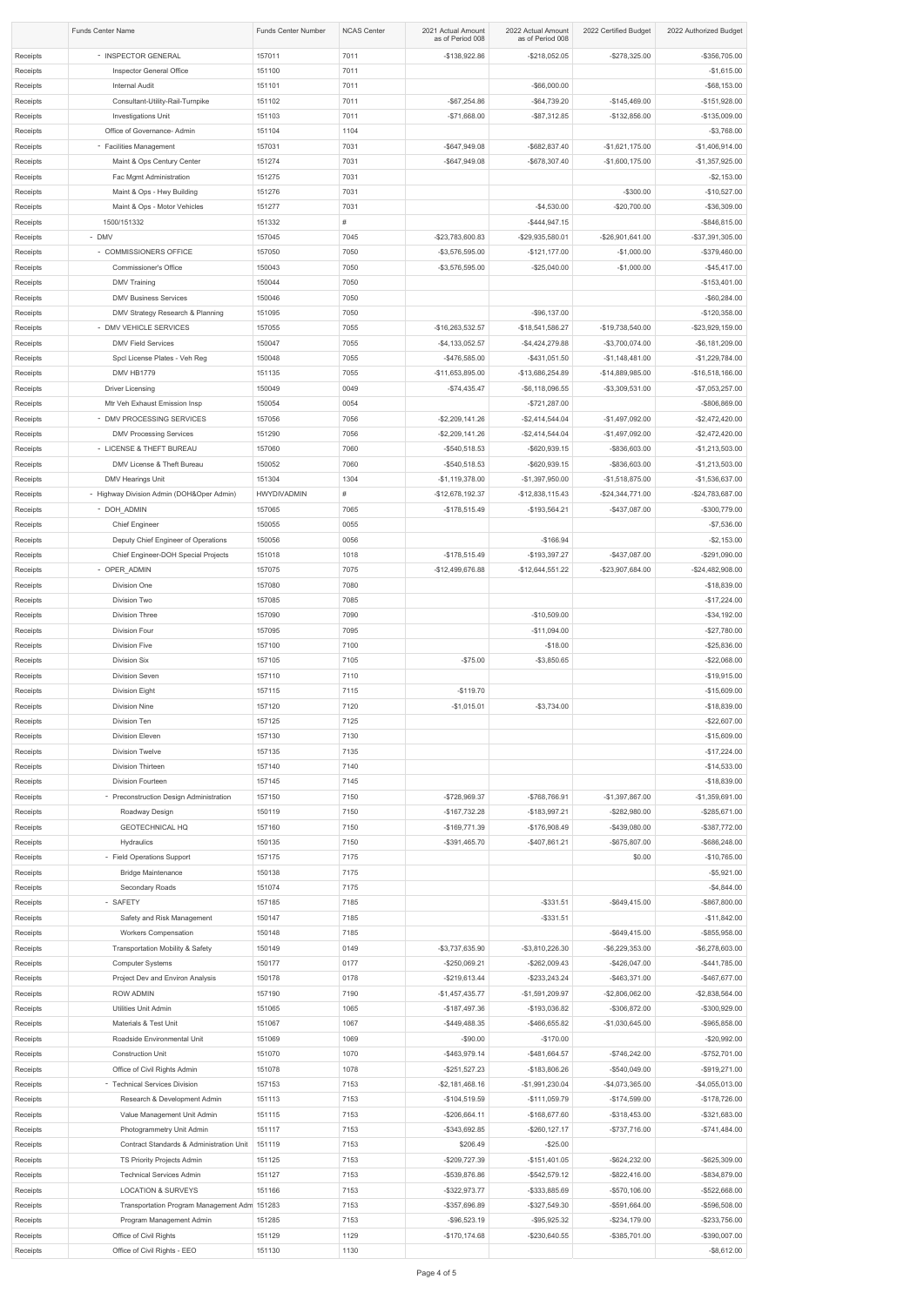| | Funds Center Name | Funds Center Number | NCAS Center | 2021 Actual Amount as of Period 008 | 2022 Actual Amount as of Period 008 | 2022 Certified Budget | 2022 Authorized Budget |
|---|---|---|---|---|---|---|---|
| Receipts | - INSPECTOR GENERAL | 157011 | 7011 | -$138,922.86 | -$218,052.05 | -$278,325.00 | -$356,705.00 |
| Receipts | Inspector General Office | 151100 | 7011 | | | | -$1,615.00 |
| Receipts | Internal Audit | 151101 | 7011 | | -$66,000.00 | | -$68,153.00 |
| Receipts | Consultant-Utility-Rail-Turnpike | 151102 | 7011 | -$67,254.86 | -$64,739.20 | -$145,469.00 | -$151,928.00 |
| Receipts | Investigations Unit | 151103 | 7011 | -$71,668.00 | -$87,312.85 | -$132,856.00 | -$135,009.00 |
| Receipts | Office of Governance- Admin | 151104 | 1104 | | | | -$3,768.00 |
| Receipts | - Facilities Management | 157031 | 7031 | -$647,949.08 | -$682,837.40 | -$1,621,175.00 | -$1,406,914.00 |
| Receipts | Maint & Ops Century Center | 151274 | 7031 | -$647,949.08 | -$678,307.40 | -$1,600,175.00 | -$1,357,925.00 |
| Receipts | Fac Mgmt Administration | 151275 | 7031 | | | | -$2,153.00 |
| Receipts | Maint & Ops - Hwy Building | 151276 | 7031 | | | -$300.00 | -$10,527.00 |
| Receipts | Maint & Ops - Motor Vehicles | 151277 | 7031 | | -$4,530.00 | -$20,700.00 | -$36,309.00 |
| Receipts | 1500/151332 | 151332 | # | | -$444,947.15 | | -$846,815.00 |
| Receipts | - DMV | 157045 | 7045 | -$23,783,600.83 | -$29,935,580.01 | -$26,901,641.00 | -$37,391,305.00 |
| Receipts | - COMMISSIONERS OFFICE | 157050 | 7050 | -$3,576,595.00 | -$121,177.00 | -$1,000.00 | -$379,460.00 |
| Receipts | Commissioner's Office | 150043 | 7050 | -$3,576,595.00 | -$25,040.00 | -$1,000.00 | -$45,417.00 |
| Receipts | DMV Training | 150044 | 7050 | | | | -$153,401.00 |
| Receipts | DMV Business Services | 150046 | 7050 | | | | -$60,284.00 |
| Receipts | DMV Strategy Research & Planning | 151095 | 7050 | | -$96,137.00 | | -$120,358.00 |
| Receipts | - DMV VEHICLE SERVICES | 157055 | 7055 | -$16,263,532.57 | -$18,541,586.27 | -$19,738,540.00 | -$23,929,159.00 |
| Receipts | DMV Field Services | 150047 | 7055 | -$4,133,052.57 | -$4,424,279.88 | -$3,700,074.00 | -$6,181,209.00 |
| Receipts | Spcl License Plates - Veh Reg | 150048 | 7055 | -$476,585.00 | -$431,051.50 | -$1,148,481.00 | -$1,229,784.00 |
| Receipts | DMV HB1779 | 151135 | 7055 | -$11,653,895.00 | -$13,686,254.89 | -$14,889,985.00 | -$16,518,166.00 |
| Receipts | Driver Licensing | 150049 | 0049 | -$74,435.47 | -$6,118,096.55 | -$3,309,531.00 | -$7,053,257.00 |
| Receipts | Mtr Veh Exhaust Emission Insp | 150054 | 0054 | | -$721,287.00 | | -$806,869.00 |
| Receipts | - DMV PROCESSING SERVICES | 157056 | 7056 | -$2,209,141.26 | -$2,414,544.04 | -$1,497,092.00 | -$2,472,420.00 |
| Receipts | DMV Processing Services | 151290 | 7056 | -$2,209,141.26 | -$2,414,544.04 | -$1,497,092.00 | -$2,472,420.00 |
| Receipts | - LICENSE & THEFT BUREAU | 157060 | 7060 | -$540,518.53 | -$620,939.15 | -$836,603.00 | -$1,213,503.00 |
| Receipts | DMV License & Theft Bureau | 150052 | 7060 | -$540,518.53 | -$620,939.15 | -$836,603.00 | -$1,213,503.00 |
| Receipts | DMV Hearings Unit | 151304 | 1304 | -$1,119,378.00 | -$1,397,950.00 | -$1,518,875.00 | -$1,536,637.00 |
| Receipts | - Highway Division Admin (DOH&Oper Admin) | HWYDIVADMIN | # | -$12,678,192.37 | -$12,838,115.43 | -$24,344,771.00 | -$24,783,687.00 |
| Receipts | - DOH_ADMIN | 157065 | 7065 | -$178,515.49 | -$193,564.21 | -$437,087.00 | -$300,779.00 |
| Receipts | Chief Engineer | 150055 | 0055 | | | | -$7,536.00 |
| Receipts | Deputy Chief Engineer of Operations | 150056 | 0056 | | -$166.94 | | -$2,153.00 |
| Receipts | Chief Engineer-DOH Special Projects | 151018 | 1018 | -$178,515.49 | -$193,397.27 | -$437,087.00 | -$291,090.00 |
| Receipts | - OPER_ADMIN | 157075 | 7075 | -$12,499,676.88 | -$12,644,551.22 | -$23,907,684.00 | -$24,482,908.00 |
| Receipts | Division One | 157080 | 7080 | | | | -$18,839.00 |
| Receipts | Division Two | 157085 | 7085 | | | | -$17,224.00 |
| Receipts | Division Three | 157090 | 7090 | | -$10,509.00 | | -$34,192.00 |
| Receipts | Division Four | 157095 | 7095 | | -$11,094.00 | | -$27,780.00 |
| Receipts | Division Five | 157100 | 7100 | | -$18.00 | | -$25,836.00 |
| Receipts | Division Six | 157105 | 7105 | -$75.00 | -$3,850.65 | | -$22,068.00 |
| Receipts | Division Seven | 157110 | 7110 | | | | -$19,915.00 |
| Receipts | Division Eight | 157115 | 7115 | -$119.70 | | | -$15,609.00 |
| Receipts | Division Nine | 157120 | 7120 | -$1,015.01 | -$3,734.00 | | -$18,839.00 |
| Receipts | Division Ten | 157125 | 7125 | | | | -$22,607.00 |
| Receipts | Division Eleven | 157130 | 7130 | | | | -$15,609.00 |
| Receipts | Division Twelve | 157135 | 7135 | | | | -$17,224.00 |
| Receipts | Division Thirteen | 157140 | 7140 | | | | -$14,533.00 |
| Receipts | Division Fourteen | 157145 | 7145 | | | | -$18,839.00 |
| Receipts | - Preconstruction Design Administration | 157150 | 7150 | -$728,969.37 | -$768,766.91 | -$1,397,867.00 | -$1,359,691.00 |
| Receipts | Roadway Design | 150119 | 7150 | -$167,732.28 | -$183,997.21 | -$282,980.00 | -$285,671.00 |
| Receipts | GEOTECHNICAL HQ | 157160 | 7150 | -$169,771.39 | -$176,908.49 | -$439,080.00 | -$387,772.00 |
| Receipts | Hydraulics | 150135 | 7150 | -$391,465.70 | -$407,861.21 | -$675,807.00 | -$686,248.00 |
| Receipts | - Field Operations Support | 157175 | 7175 | | | $0.00 | -$10,765.00 |
| Receipts | Bridge Maintenance | 150138 | 7175 | | | | -$5,921.00 |
| Receipts | Secondary Roads | 151074 | 7175 | | | | -$4,844.00 |
| Receipts | - SAFETY | 157185 | 7185 | | -$331.51 | -$649,415.00 | -$867,800.00 |
| Receipts | Safety and Risk Management | 150147 | 7185 | | -$331.51 | | -$11,842.00 |
| Receipts | Workers Compensation | 150148 | 7185 | | | -$649,415.00 | -$855,958.00 |
| Receipts | Transportation Mobility & Safety | 150149 | 0149 | -$3,737,635.90 | -$3,810,226.30 | -$6,229,353.00 | -$6,278,603.00 |
| Receipts | Computer Systems | 150177 | 0177 | -$250,069.21 | -$262,009.43 | -$426,047.00 | -$441,785.00 |
| Receipts | Project Dev and Environ Analysis | 150178 | 0178 | -$219,613.44 | -$233,243.24 | -$463,371.00 | -$467,677.00 |
| Receipts | ROW ADMIN | 157190 | 7190 | -$1,457,435.77 | -$1,591,209.97 | -$2,806,062.00 | -$2,838,564.00 |
| Receipts | Utilities Unit Admin | 151065 | 1065 | -$187,497.36 | -$193,036.82 | -$306,872.00 | -$300,929.00 |
| Receipts | Materials & Test Unit | 151067 | 1067 | -$449,488.35 | -$466,655.82 | -$1,030,645.00 | -$965,858.00 |
| Receipts | Roadside Environmental Unit | 151069 | 1069 | -$90.00 | -$170.00 | | -$20,992.00 |
| Receipts | Construction Unit | 151070 | 1070 | -$463,979.14 | -$481,664.57 | -$746,242.00 | -$752,701.00 |
| Receipts | Office of Civil Rights Admin | 151078 | 1078 | -$251,527.23 | -$183,806.26 | -$540,049.00 | -$919,271.00 |
| Receipts | - Technical Services Division | 157153 | 7153 | -$2,181,468.16 | -$1,991,230.04 | -$4,073,365.00 | -$4,055,013.00 |
| Receipts | Research & Development Admin | 151113 | 7153 | -$104,519.59 | -$111,059.79 | -$174,599.00 | -$178,726.00 |
| Receipts | Value Management Unit Admin | 151115 | 7153 | -$206,664.11 | -$168,677.60 | -$318,453.00 | -$321,683.00 |
| Receipts | Photogrammetry Unit Admin | 151117 | 7153 | -$343,692.85 | -$260,127.17 | -$737,716.00 | -$741,484.00 |
| Receipts | Contract Standards & Administration Unit | 151119 | 7153 | $206.49 | -$25.00 | | |
| Receipts | TS Priority Projects Admin | 151125 | 7153 | -$209,727.39 | -$151,401.05 | -$624,232.00 | -$625,309.00 |
| Receipts | Technical Services Admin | 151127 | 7153 | -$539,876.86 | -$542,579.12 | -$822,416.00 | -$834,879.00 |
| Receipts | LOCATION & SURVEYS | 151166 | 7153 | -$322,973.77 | -$333,885.69 | -$570,106.00 | -$522,668.00 |
| Receipts | Transportation Program Management Adm | 151283 | 7153 | -$357,696.89 | -$327,549.30 | -$591,664.00 | -$596,508.00 |
| Receipts | Program Management Admin | 151285 | 7153 | -$96,523.19 | -$95,925.32 | -$234,179.00 | -$233,756.00 |
| Receipts | Office of Civil Rights | 151129 | 1129 | -$170,174.68 | -$230,640.55 | -$385,701.00 | -$390,007.00 |
| Receipts | Office of Civil Rights - EEO | 151130 | 1130 | | | | -$8,612.00 |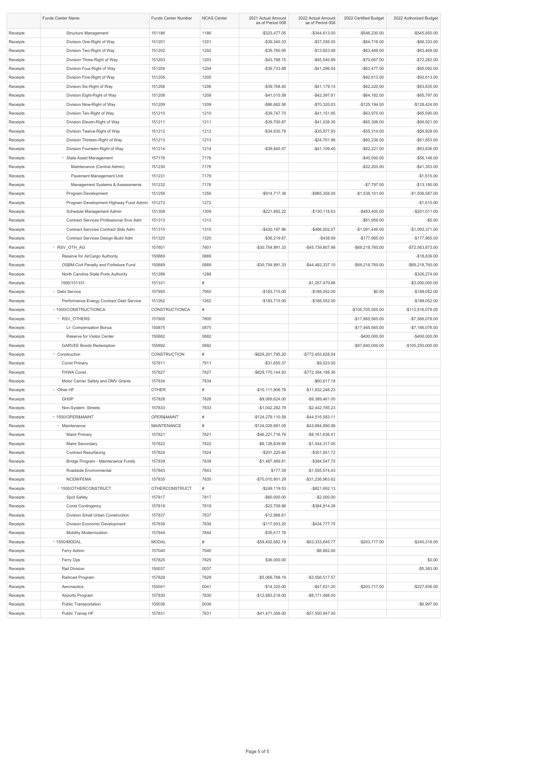| | Funds Center Name | Funds Center Number | NCAS Center | 2021 Actual Amount as of Period 008 | 2022 Actual Amount as of Period 008 | 2022 Certified Budget | 2022 Authorized Budget |
|---|---|---|---|---|---|---|---|
| Receipts | Structure Management | 151186 | 1186 | -$323,477.05 | -$344,613.00 | -$546,230.00 | -$545,850.00 |
| Receipts | Division One-Right of Way | 151201 | 1201 | -$39,340.33 | -$37,256.55 | -$64,718.00 | -$66,333.00 |
| Receipts | Division Two-Right of Way | 151202 | 1202 | -$39,760.95 | -$13,853.48 | -$63,469.00 | -$63,469.00 |
| Receipts | Division Three-Right of Way | 151203 | 1203 | -$43,788.15 | -$45,540.89 | -$70,667.00 | -$72,282.00 |
| Receipts | Division Four-Right of Way | 151204 | 1204 | -$39,733.88 | -$41,296.54 | -$63,477.00 | -$65,092.00 |
| Receipts | Division Five-Right of Way | 151205 | 1205 | | | -$92,613.00 | -$92,613.00 |
| Receipts | Division Six-Right of Way | 151206 | 1206 | -$39,768.40 | -$41,179.14 | -$62,220.00 | -$63,835.00 |
| Receipts | Division Eight-Right of Way | 151208 | 1208 | -$41,015.58 | -$42,397.61 | -$64,182.00 | -$65,797.00 |
| Receipts | Division Nine-Right of Way | 151209 | 1209 | -$86,682.56 | -$70,320.03 | -$125,194.00 | -$128,424.00 |
| Receipts | Division Ten-Right of Way | 151210 | 1210 | -$39,747.70 | -$41,151.85 | -$63,975.00 | -$65,590.00 |
| Receipts | Division Eleven-Right of Way | 151211 | 1211 | -$39,700.87 | -$41,038.36 | -$65,306.00 | -$66,921.00 |
| Receipts | Division Twelve-Right of Way | 151212 | 1212 | -$34,630.79 | -$35,977.93 | -$55,314.00 | -$56,929.00 |
| Receipts | Division Thirteen-Right of Way | 151213 | 1213 | | -$24,701.98 | -$60,238.00 | -$61,853.00 |
| Receipts | Division Fourteen-Right of Way | 151214 | 1214 | -$39,845.07 | -$41,109.40 | -$62,221.00 | -$63,836.00 |
| Receipts | - State Asset Management | 157176 | 7176 | | | -$40,000.00 | -$56,148.00 |
| Receipts | Maintenance (Central Admin) | 151230 | 7176 | | | -$32,203.00 | -$41,353.00 |
| Receipts | Pavement Management Unit | 151231 | 7176 | | | | -$1,615.00 |
| Receipts | Management Systems & Assessments | 151232 | 7176 | | | -$7,797.00 | -$13,180.00 |
| Receipts | Program Development | 151256 | 1256 | -$914,717.38 | -$965,358.00 | -$1,538,101.00 | -$1,506,587.00 |
| Receipts | Program Development Highway Fund Admin | 151272 | 1272 | | | | -$1,615.00 |
| Receipts | Schedule Management Admin | 151309 | 1309 | -$221,892.22 | -$130,118.63 | -$483,400.00 | -$201,011.00 |
| Receipts | Contract Services Professional Srvs Adm | 151313 | 1313 | | | -$61,959.00 | -$5.00 |
| Receipts | Contract Services Contract Stds Adm | 151315 | 1315 | -$420,197.96 | -$486,002.07 | -$1,091,446.00 | -$1,093,371.00 |
| Receipts | Contract Services Design-Build Adm | 151320 | 1320 | -$36,219.67 | -$438.69 | -$177,965.00 | -$177,965.00 |
| Receipts | - RSV_OTH_AG | 157801 | 7801 | -$30,754,991.33 | -$45,739,807.98 | -$69,218,760.00 | -$72,563,873.00 |
| Receipts | Reserve for AirCargo Authority | 150869 | 0869 | | | | -$18,839.00 |
| Receipts | OSBM-Civil Penalty and Forfeiture Fund | 150889 | 0889 | -$30,754,991.33 | -$44,482,337.10 | -$69,218,760.00 | -$69,218,760.00 |
| Receipts | North Carolina State Ports Authority | 151288 | 1288 | | | | -$326,274.00 |
| Receipts | 1500/151331 | 151331 | # | | -$1,257,470.88 | | -$3,000,000.00 |
| Receipts | - Debt Service | 157950 | 7950 | -$183,715.00 | -$188,052.00 | $0.00 | -$188,052.00 |
| Receipts | Performance Energy Contract Debt Service | 151262 | 1262 | -$183,715.00 | -$188,052.00 | | -$188,052.00 |
| Receipts | - 1500/CONSTRUCTIONCA | CONSTRUCTIONCA | # | | | -$105,705,565.00 | -$112,816,078.00 |
| Receipts | - RSV_OTHERS | 157805 | 7805 | | | -$17,865,565.00 | -$7,566,078.00 |
| Receipts | LI- Compensation Bonus | 150875 | 0875 | | | -$17,465,565.00 | -$7,166,078.00 |
| Receipts | Reserve for Visitor Center | 150882 | 0882 | | | -$400,000.00 | -$400,000.00 |
| Receipts | GARVEE Bonds Redemption | 150892 | 0892 | | | -$87,840,000.00 | -$105,250,000.00 |
| Receipts | - Construction | CONSTRUCTION | # | -$829,201,795.20 | -$772,453,828.54 | | |
| Receipts | Const Primary | 157811 | 7811 | -$31,650.37 | -$9,023.00 | | |
| Receipts | FHWA Const. | 157827 | 7827 | -$829,170,144.83 | -$772,384,188.36 | | |
| Receipts | Motor Carrier Safety and DMV Grants | 157834 | 7834 | | -$60,617.18 | | |
| Receipts | - Other HF | OTHER | # | -$10,111,906.78 | -$11,832,246.23 | | |
| Receipts | GHSP | 157828 | 7828 | -$9,069,624.00 | -$9,389,461.00 | | |
| Receipts | Non-System Streets | 157833 | 7833 | -$1,042,282.78 | -$2,442,785.23 | | |
| Receipts | - 1500/OPER&MAINT | OPER&MAINT | # | -$124,279,110.58 | -$44,516,583.11 | | |
| Receipts | - Maintenance | MAINTENANCE | # | -$124,029,991.05 | -$43,694,890.98 | | |
| Receipts | Maint Primary | 157821 | 7821 | -$46,221,716.79 | -$9,161,636.41 | | |
| Receipts | Maint Secondary | 157822 | 7822 | -$6,128,839.95 | -$1,044,317.05 | | |
| Receipts | Contract Resurfacing | 157824 | 7824 | -$201,220.80 | -$301,851.72 | | |
| Receipts | Bridge Program - Maintenance Funds | 157839 | 7839 | -$1,467,489.61 | -$394,547.75 | | |
| Receipts | Roadside Environmental | 157843 | 7843 | $177.39 | -$1,555,574.43 | | |
| Receipts | NCEM/FEMA | 157835 | 7835 | -$70,010,901.29 | -$31,236,963.62 | | |
| Receipts | - 1500/OTHERCONSTRUCT | OTHERCONSTRUCT | # | -$249,119.53 | -$821,692.13 | | |
| Receipts | Spot Safety | 157817 | 7817 | -$60,000.00 | -$2,000.00 | | |
| Receipts | Const Contingency | 157818 | 7818 | -$23,709.96 | -$384,914.38 | | |
| Receipts | Division Small Urban Construction | 157837 | 7837 | -$12,988.61 | | | |
| Receipts | Division Economic Development | 157838 | 7838 | -$117,003.20 | -$434,777.75 | | |
| Receipts | Mobility Modernization | 157844 | 7844 | -$35,417.76 | | | |
| Receipts | - 1500/MODAL | MODAL | # | -$59,402,682.19 | -$63,333,645.77 | -$203,717.00 | -$240,318.00 |
| Receipts | Ferry Admin | 157040 | 7040 | | -$6,862.00 | | |
| Receipts | Ferry Ops | 157825 | 7825 | $36,000.00 | | | $0.00 |
| Receipts | Rail Division | 150037 | 0037 | | | | -$5,383.00 |
| Receipts | Railroad Program | 157829 | 7829 | -$5,069,788.19 | -$3,556,517.57 | | |
| Receipts | Aeronautics | 150041 | 0041 | -$14,320.00 | -$47,831.20 | -$203,717.00 | -$227,938.00 |
| Receipts | Airports Program | 157830 | 7830 | -$12,883,218.00 | -$8,171,488.00 | | |
| Receipts | Public Transportation | 150036 | 0036 | | | | -$6,997.00 |
| Receipts | Public Transp HF | 157831 | 7831 | -$41,471,356.00 | -$51,550,947.00 | | |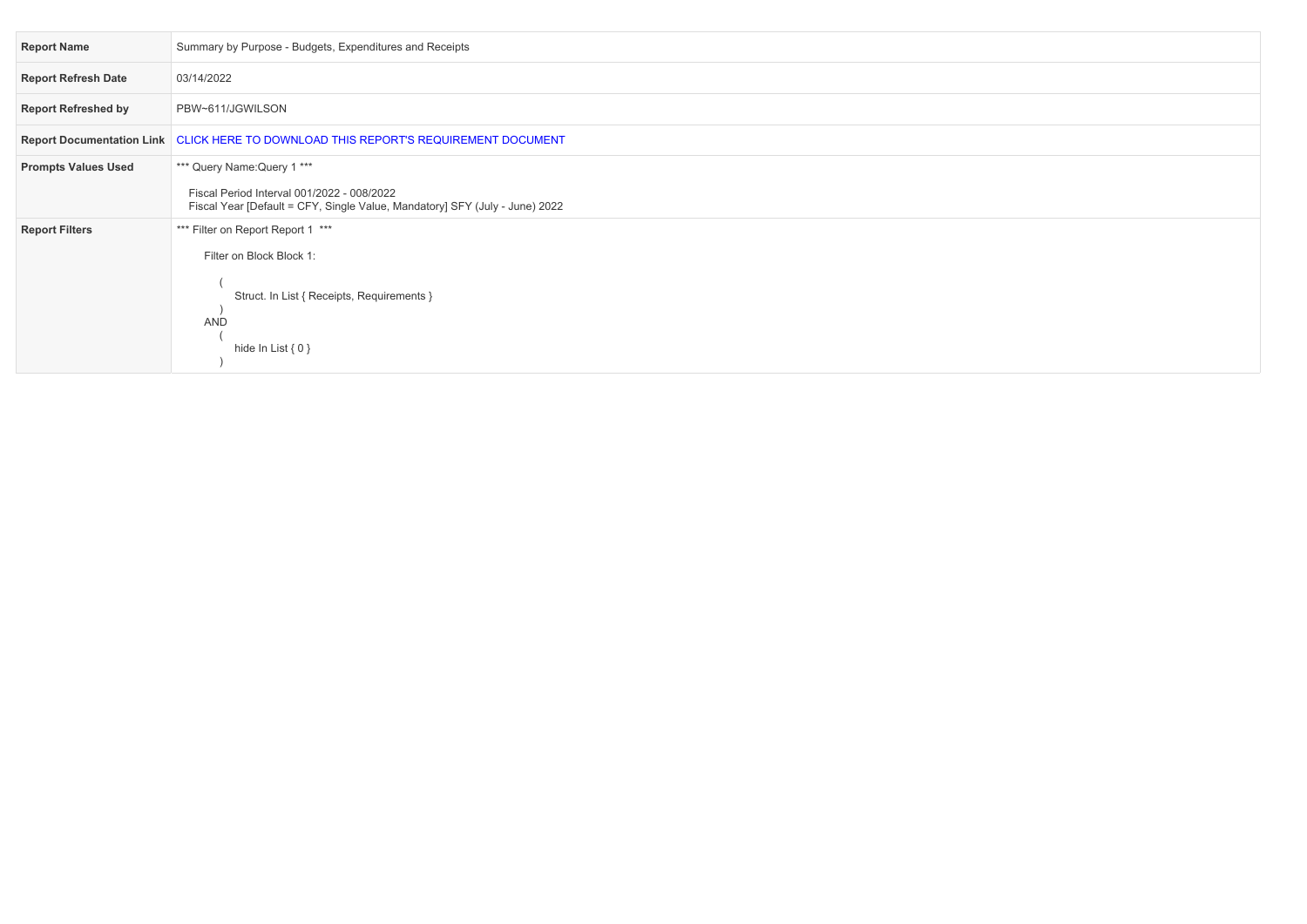| | |
|---|---|
| **Report Name** | Summary by Purpose - Budgets, Expenditures and Receipts |
| **Report Refresh Date** | 03/14/2022 |
| **Report Refreshed by** | PBW~611/JGWILSON |
| **Report Documentation Link** | CLICK HERE TO DOWNLOAD THIS REPORT'S REQUIREMENT DOCUMENT |
| **Prompts Values Used** | *** Query Name:Query 1 ***<br><br>Fiscal Period Interval 001/2022 - 008/2022<br>Fiscal Year [Default = CFY, Single Value, Mandatory] SFY (July - June) 2022 |
| **Report Filters** | *** Filter on Report Report 1 ***<br><br>Filter on Block Block 1:<br><br>(<br>Struct. In List { Receipts, Requirements }<br>)<br>AND<br>(<br>hide In List { 0 }<br>) |